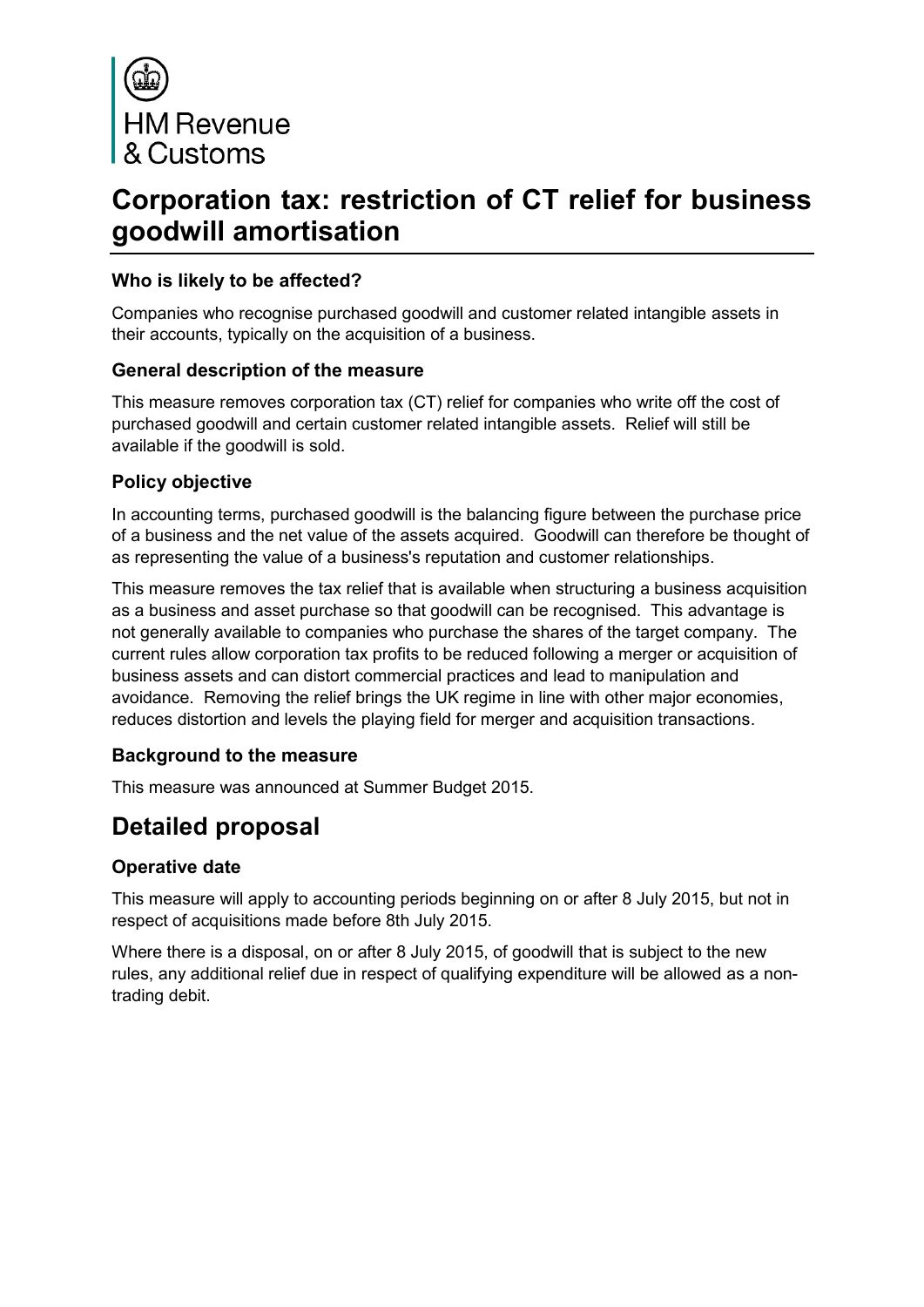HM Revenue
& Customs

# Corporation tax: restriction of CT relief for business goodwill amortisation

### Who is likely to be affected?

Companies who recognise purchased goodwill and customer related intangible assets in their accounts, typically on the acquisition of a business.

### General description of the measure

This measure removes corporation tax (CT) relief for companies who write off the cost of purchased goodwill and certain customer related intangible assets. Relief will still be available if the goodwill is sold.

### Policy objective

In accounting terms, purchased goodwill is the balancing figure between the purchase price of a business and the net value of the assets acquired. Goodwill can therefore be thought of as representing the value of a business's reputation and customer relationships.

This measure removes the tax relief that is available when structuring a business acquisition as a business and asset purchase so that goodwill can be recognised. This advantage is not generally available to companies who purchase the shares of the target company. The current rules allow corporation tax profits to be reduced following a merger or acquisition of business assets and can distort commercial practices and lead to manipulation and avoidance. Removing the relief brings the UK regime in line with other major economies, reduces distortion and levels the playing field for merger and acquisition transactions.

### Background to the measure

This measure was announced at Summer Budget 2015.

## Detailed proposal

### Operative date

This measure will apply to accounting periods beginning on or after 8 July 2015, but not in respect of acquisitions made before 8th July 2015.

Where there is a disposal, on or after 8 July 2015, of goodwill that is subject to the new rules, any additional relief due in respect of qualifying expenditure will be allowed as a non-trading debit.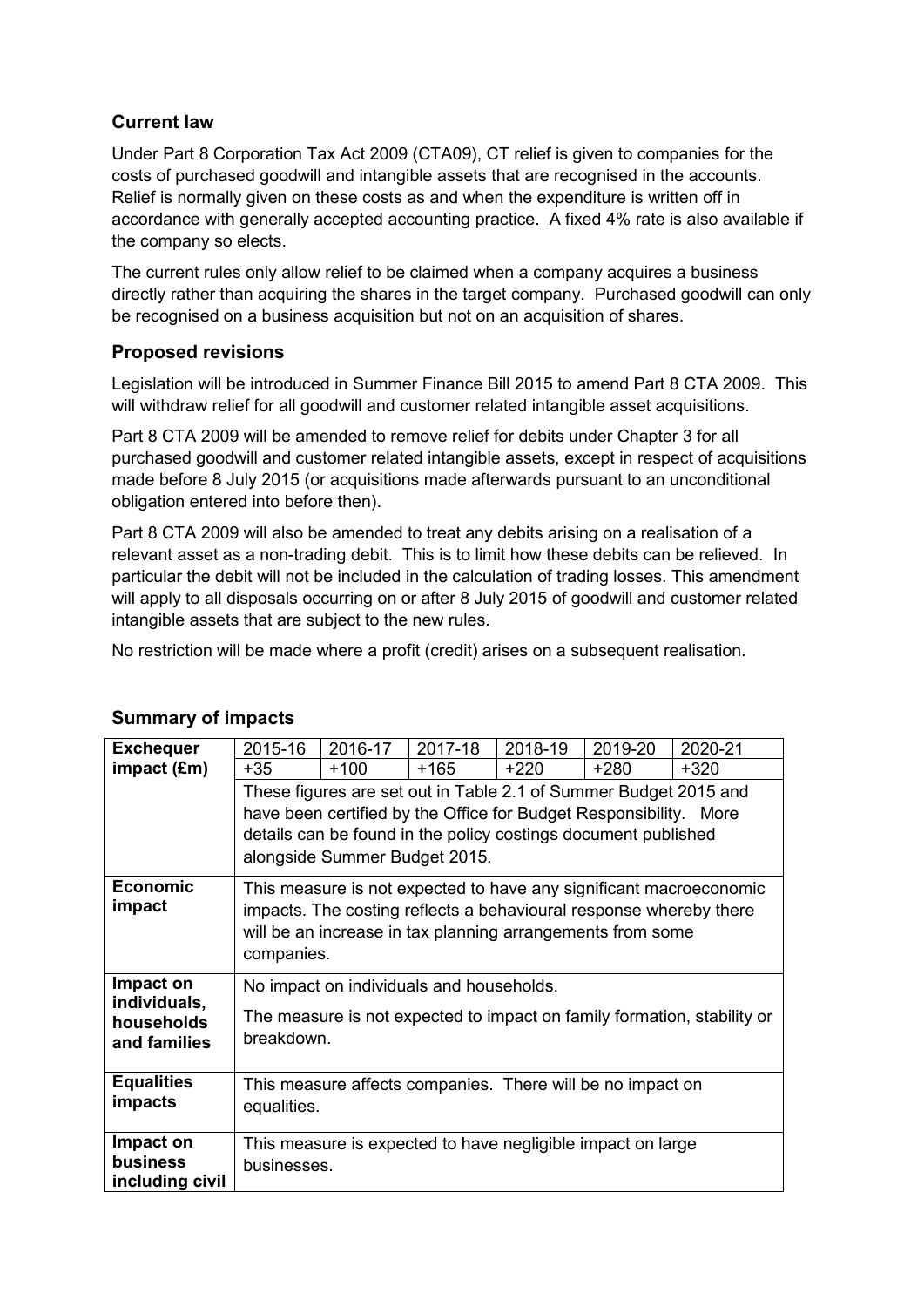## Current law

Under Part 8 Corporation Tax Act 2009 (CTA09), CT relief is given to companies for the costs of purchased goodwill and intangible assets that are recognised in the accounts. Relief is normally given on these costs as and when the expenditure is written off in accordance with generally accepted accounting practice. A fixed 4% rate is also available if the company so elects.

The current rules only allow relief to be claimed when a company acquires a business directly rather than acquiring the shares in the target company. Purchased goodwill can only be recognised on a business acquisition but not on an acquisition of shares.

## Proposed revisions

Legislation will be introduced in Summer Finance Bill 2015 to amend Part 8 CTA 2009. This will withdraw relief for all goodwill and customer related intangible asset acquisitions.

Part 8 CTA 2009 will be amended to remove relief for debits under Chapter 3 for all purchased goodwill and customer related intangible assets, except in respect of acquisitions made before 8 July 2015 (or acquisitions made afterwards pursuant to an unconditional obligation entered into before then).

Part 8 CTA 2009 will also be amended to treat any debits arising on a realisation of a relevant asset as a non-trading debit. This is to limit how these debits can be relieved. In particular the debit will not be included in the calculation of trading losses. This amendment will apply to all disposals occurring on or after 8 July 2015 of goodwill and customer related intangible assets that are subject to the new rules.

No restriction will be made where a profit (credit) arises on a subsequent realisation.

## Summary of impacts

| | | | | | | |
|---|---|---|---|---|---|---|
| **Exchequer impact (£m)** | 2015-16 | 2016-17 | 2017-18 | 2018-19 | 2019-20 | 2020-21 |
| | +35 | +100 | +165 | +220 | +280 | +320 |
| | These figures are set out in Table 2.1 of Summer Budget 2015 and have been certified by the Office for Budget Responsibility. More details can be found in the policy costings document published alongside Summer Budget 2015. | | | | | |
| **Economic impact** | This measure is not expected to have any significant macroeconomic impacts. The costing reflects a behavioural response whereby there will be an increase in tax planning arrangements from some companies. | | | | | |
| **Impact on individuals, households and families** | No impact on individuals and households.<br>The measure is not expected to impact on family formation, stability or breakdown. | | | | | |
| **Equalities impacts** | This measure affects companies. There will be no impact on equalities. | | | | | |
| **Impact on business including civil** | This measure is expected to have negligible impact on large businesses. | | | | | |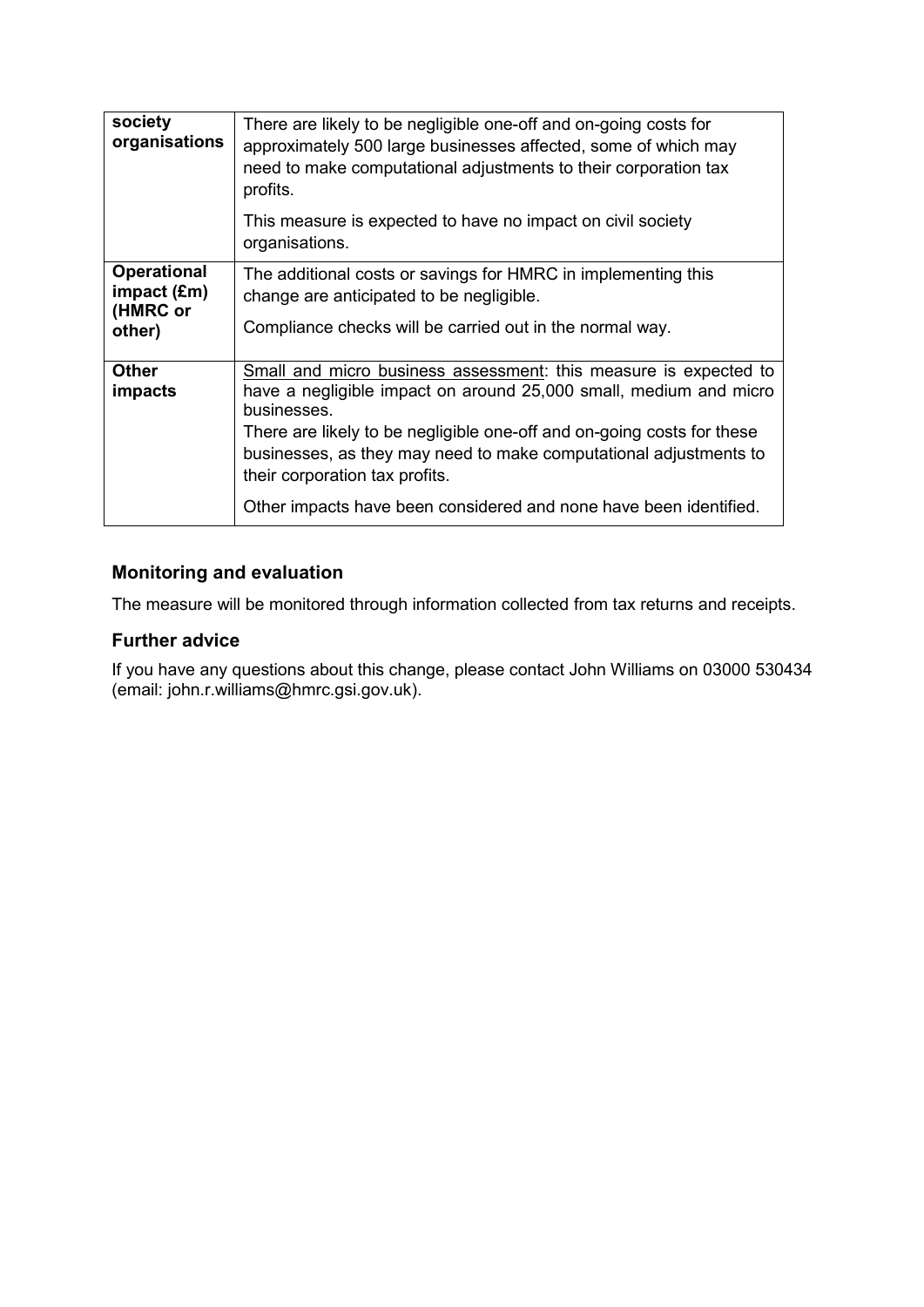| | |
|---|---|
| **society organisations** | There are likely to be negligible one-off and on-going costs for approximately 500 large businesses affected, some of which may need to make computational adjustments to their corporation tax profits.<br><br>This measure is expected to have no impact on civil society organisations. |
| **Operational impact (£m) (HMRC or other)** | The additional costs or savings for HMRC in implementing this change are anticipated to be negligible.<br><br>Compliance checks will be carried out in the normal way. |
| **Other impacts** | Small and micro business assessment: this measure is expected to have a negligible impact on around 25,000 small, medium and micro businesses.<br>There are likely to be negligible one-off and on-going costs for these businesses, as they may need to make computational adjustments to their corporation tax profits.<br><br>Other impacts have been considered and none have been identified. |

## Monitoring and evaluation

The measure will be monitored through information collected from tax returns and receipts.

## Further advice

If you have any questions about this change, please contact John Williams on 03000 530434 (email: john.r.williams@hmrc.gsi.gov.uk).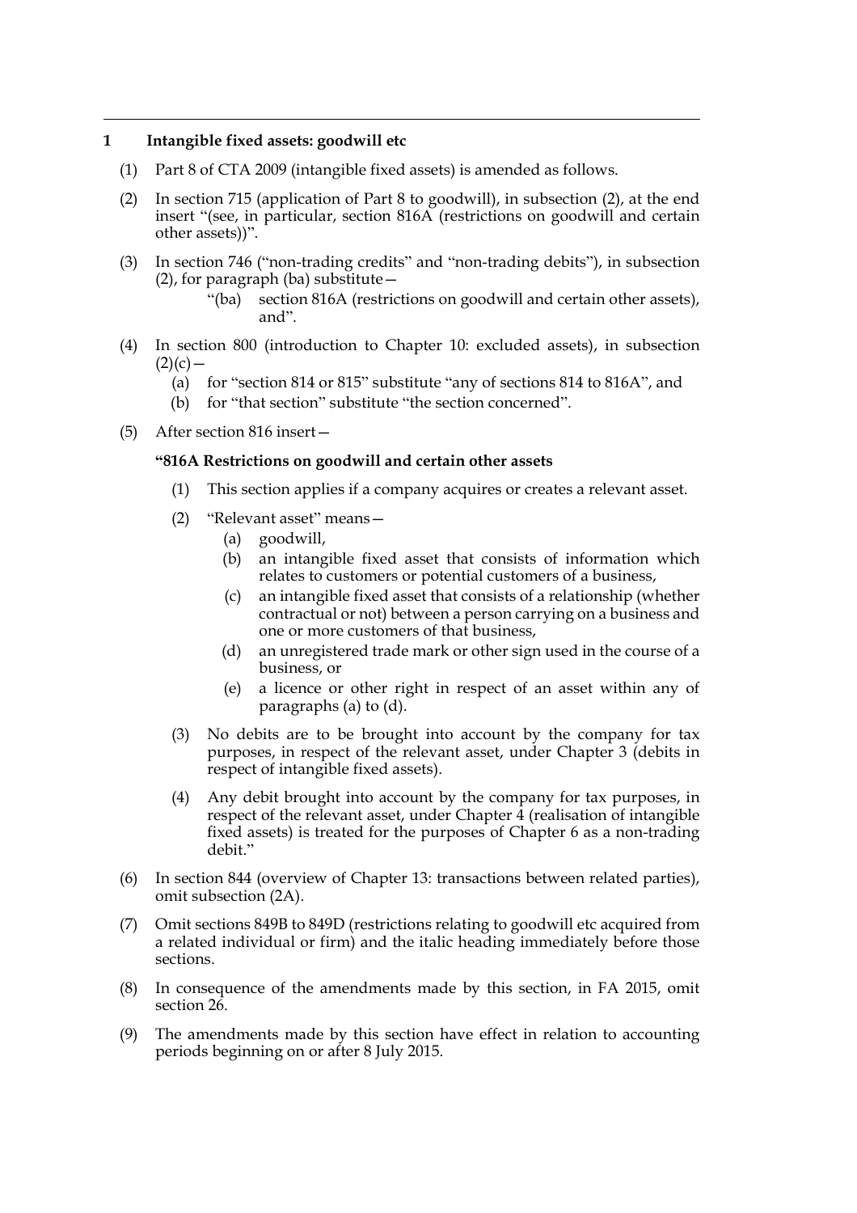## 1 Intangible fixed assets: goodwill etc

(1) Part 8 of CTA 2009 (intangible fixed assets) is amended as follows.

(2) In section 715 (application of Part 8 to goodwill), in subsection (2), at the end insert "(see, in particular, section 816A (restrictions on goodwill and certain other assets))".

(3) In section 746 ("non-trading credits" and "non-trading debits"), in subsection (2), for paragraph (ba) substitute—

> "(ba) section 816A (restrictions on goodwill and certain other assets), and".

(4) In section 800 (introduction to Chapter 10: excluded assets), in subsection (2)(c)—

> (a) for "section 814 or 815" substitute "any of sections 814 to 816A", and
>
> (b) for "that section" substitute "the section concerned".

(5) After section 816 insert—

> **"816A Restrictions on goodwill and certain other assets**
>
> (1) This section applies if a company acquires or creates a relevant asset.
>
> (2) "Relevant asset" means—
>
> > (a) goodwill,
> >
> > (b) an intangible fixed asset that consists of information which relates to customers or potential customers of a business,
> >
> > (c) an intangible fixed asset that consists of a relationship (whether contractual or not) between a person carrying on a business and one or more customers of that business,
> >
> > (d) an unregistered trade mark or other sign used in the course of a business, or
> >
> > (e) a licence or other right in respect of an asset within any of paragraphs (a) to (d).
>
> (3) No debits are to be brought into account by the company for tax purposes, in respect of the relevant asset, under Chapter 3 (debits in respect of intangible fixed assets).
>
> (4) Any debit brought into account by the company for tax purposes, in respect of the relevant asset, under Chapter 4 (realisation of intangible fixed assets) is treated for the purposes of Chapter 6 as a non-trading debit."

(6) In section 844 (overview of Chapter 13: transactions between related parties), omit subsection (2A).

(7) Omit sections 849B to 849D (restrictions relating to goodwill etc acquired from a related individual or firm) and the italic heading immediately before those sections.

(8) In consequence of the amendments made by this section, in FA 2015, omit section 26.

(9) The amendments made by this section have effect in relation to accounting periods beginning on or after 8 July 2015.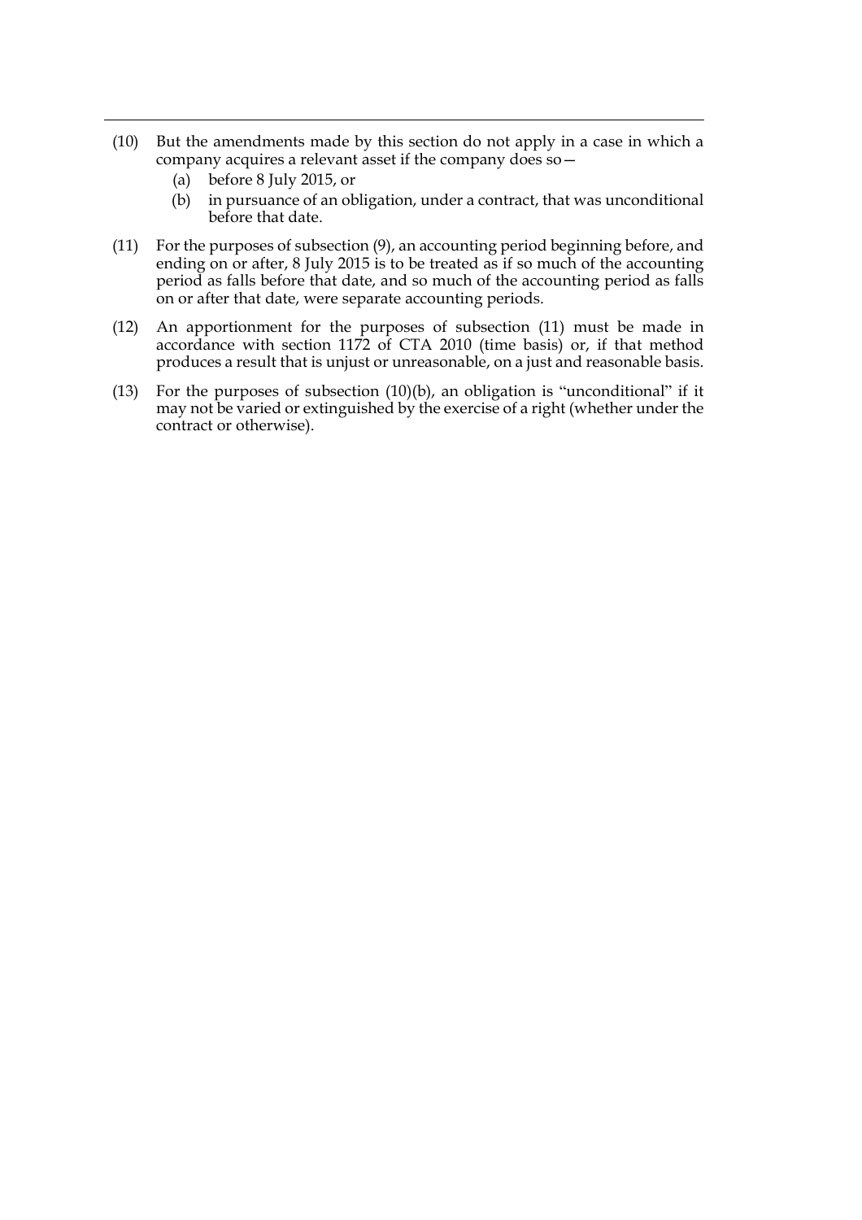(10) But the amendments made by this section do not apply in a case in which a company acquires a relevant asset if the company does so—

   (a) before 8 July 2015, or

   (b) in pursuance of an obligation, under a contract, that was unconditional before that date.

(11) For the purposes of subsection (9), an accounting period beginning before, and ending on or after, 8 July 2015 is to be treated as if so much of the accounting period as falls before that date, and so much of the accounting period as falls on or after that date, were separate accounting periods.

(12) An apportionment for the purposes of subsection (11) must be made in accordance with section 1172 of CTA 2010 (time basis) or, if that method produces a result that is unjust or unreasonable, on a just and reasonable basis.

(13) For the purposes of subsection (10)(b), an obligation is "unconditional" if it may not be varied or extinguished by the exercise of a right (whether under the contract or otherwise).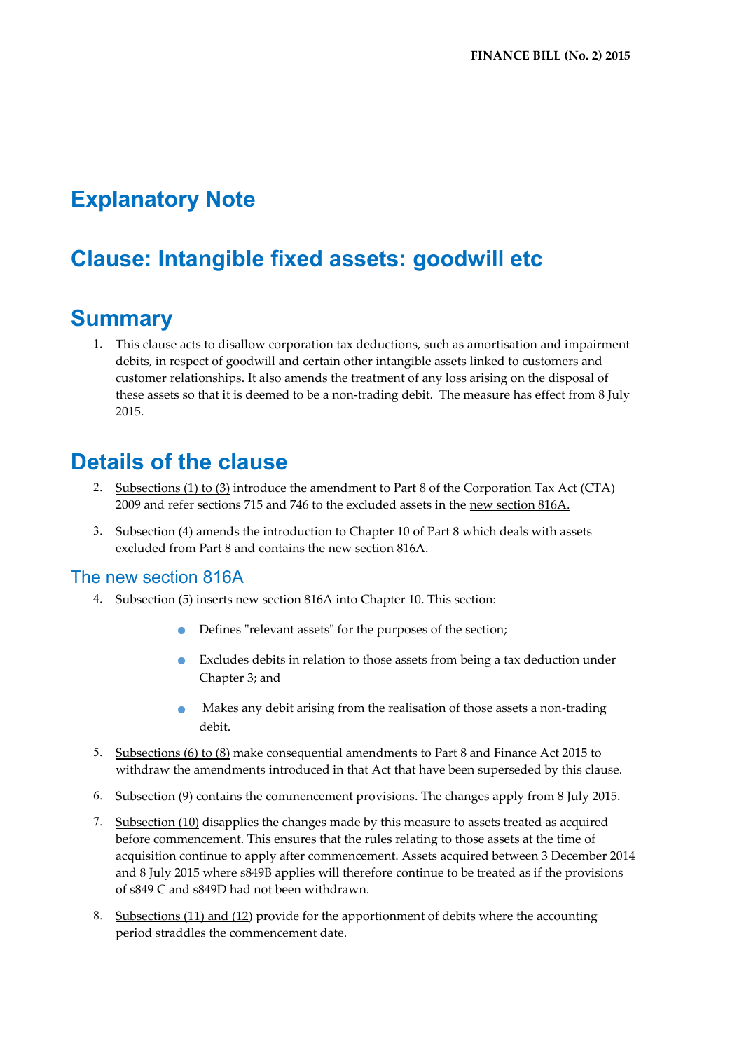# Explanatory Note

# Clause: Intangible fixed assets: goodwill etc

## Summary

1. This clause acts to disallow corporation tax deductions, such as amortisation and impairment debits, in respect of goodwill and certain other intangible assets linked to customers and customer relationships. It also amends the treatment of any loss arising on the disposal of these assets so that it is deemed to be a non-trading debit. The measure has effect from 8 July 2015.

## Details of the clause

2. Subsections (1) to (3) introduce the amendment to Part 8 of the Corporation Tax Act (CTA) 2009 and refer sections 715 and 746 to the excluded assets in the new section 816A.

3. Subsection (4) amends the introduction to Chapter 10 of Part 8 which deals with assets excluded from Part 8 and contains the new section 816A.

### The new section 816A

4. Subsection (5) inserts new section 816A into Chapter 10. This section:

   - Defines "relevant assets" for the purposes of the section;
   - Excludes debits in relation to those assets from being a tax deduction under Chapter 3; and
   - Makes any debit arising from the realisation of those assets a non-trading debit.

5. Subsections (6) to (8) make consequential amendments to Part 8 and Finance Act 2015 to withdraw the amendments introduced in that Act that have been superseded by this clause.

6. Subsection (9) contains the commencement provisions. The changes apply from 8 July 2015.

7. Subsection (10) disapplies the changes made by this measure to assets treated as acquired before commencement. This ensures that the rules relating to those assets at the time of acquisition continue to apply after commencement. Assets acquired between 3 December 2014 and 8 July 2015 where s849B applies will therefore continue to be treated as if the provisions of s849 C and s849D had not been withdrawn.

8. Subsections (11) and (12) provide for the apportionment of debits where the accounting period straddles the commencement date.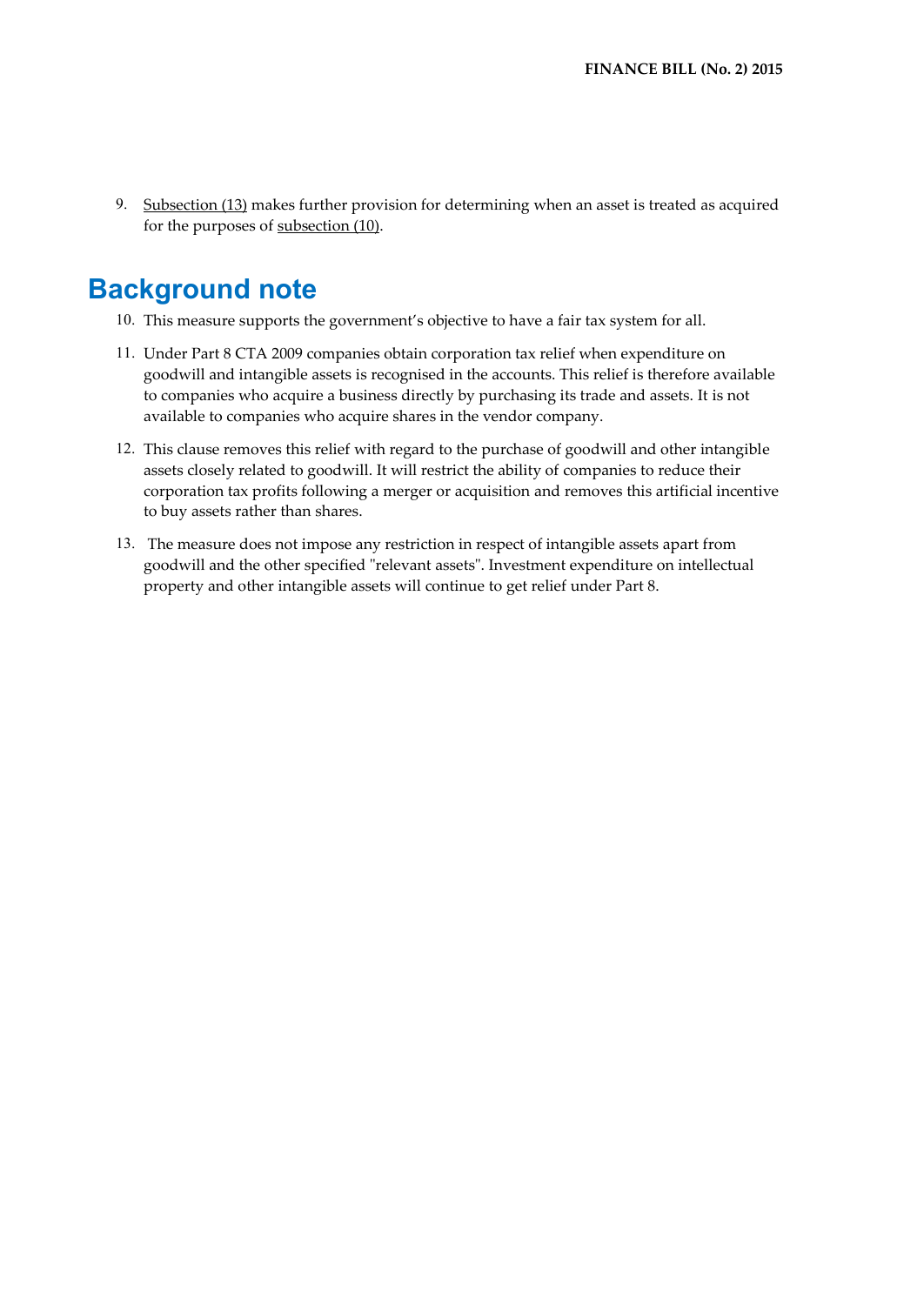9. Subsection (13) makes further provision for determining when an asset is treated as acquired for the purposes of subsection (10).

# Background note

10. This measure supports the government's objective to have a fair tax system for all.

11. Under Part 8 CTA 2009 companies obtain corporation tax relief when expenditure on goodwill and intangible assets is recognised in the accounts. This relief is therefore available to companies who acquire a business directly by purchasing its trade and assets. It is not available to companies who acquire shares in the vendor company.

12. This clause removes this relief with regard to the purchase of goodwill and other intangible assets closely related to goodwill. It will restrict the ability of companies to reduce their corporation tax profits following a merger or acquisition and removes this artificial incentive to buy assets rather than shares.

13. The measure does not impose any restriction in respect of intangible assets apart from goodwill and the other specified "relevant assets". Investment expenditure on intellectual property and other intangible assets will continue to get relief under Part 8.